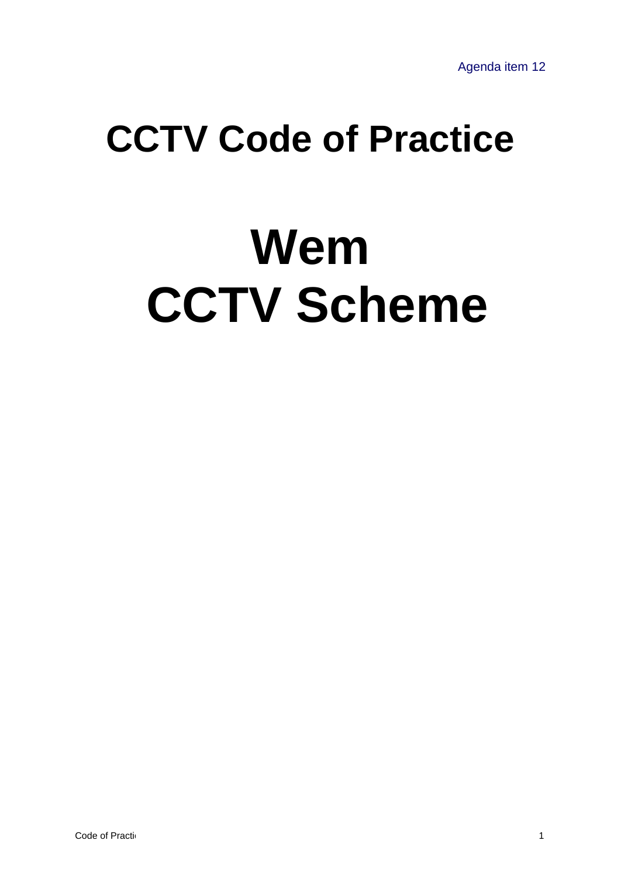Agenda item 12

# CCTV Code of Practice

# Wem
# CCTV Scheme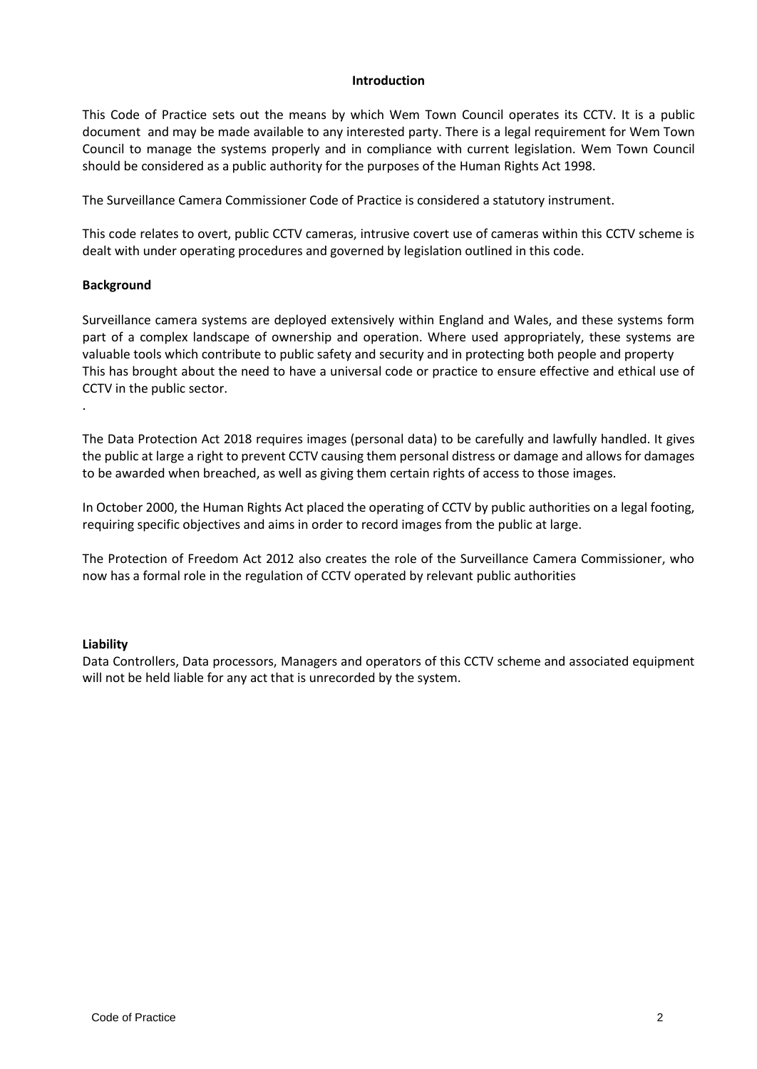## Introduction

This Code of Practice sets out the means by which Wem Town Council operates its CCTV. It is a public document and may be made available to any interested party. There is a legal requirement for Wem Town Council to manage the systems properly and in compliance with current legislation. Wem Town Council should be considered as a public authority for the purposes of the Human Rights Act 1998.

The Surveillance Camera Commissioner Code of Practice is considered a statutory instrument.

This code relates to overt, public CCTV cameras, intrusive covert use of cameras within this CCTV scheme is dealt with under operating procedures and governed by legislation outlined in this code.

### Background

Surveillance camera systems are deployed extensively within England and Wales, and these systems form part of a complex landscape of ownership and operation. Where used appropriately, these systems are valuable tools which contribute to public safety and security and in protecting both people and property This has brought about the need to have a universal code or practice to ensure effective and ethical use of CCTV in the public sector.

.

The Data Protection Act 2018 requires images (personal data) to be carefully and lawfully handled. It gives the public at large a right to prevent CCTV causing them personal distress or damage and allows for damages to be awarded when breached, as well as giving them certain rights of access to those images.

In October 2000, the Human Rights Act placed the operating of CCTV by public authorities on a legal footing, requiring specific objectives and aims in order to record images from the public at large.

The Protection of Freedom Act 2012 also creates the role of the Surveillance Camera Commissioner, who now has a formal role in the regulation of CCTV operated by relevant public authorities

### Liability

Data Controllers, Data processors, Managers and operators of this CCTV scheme and associated equipment will not be held liable for any act that is unrecorded by the system.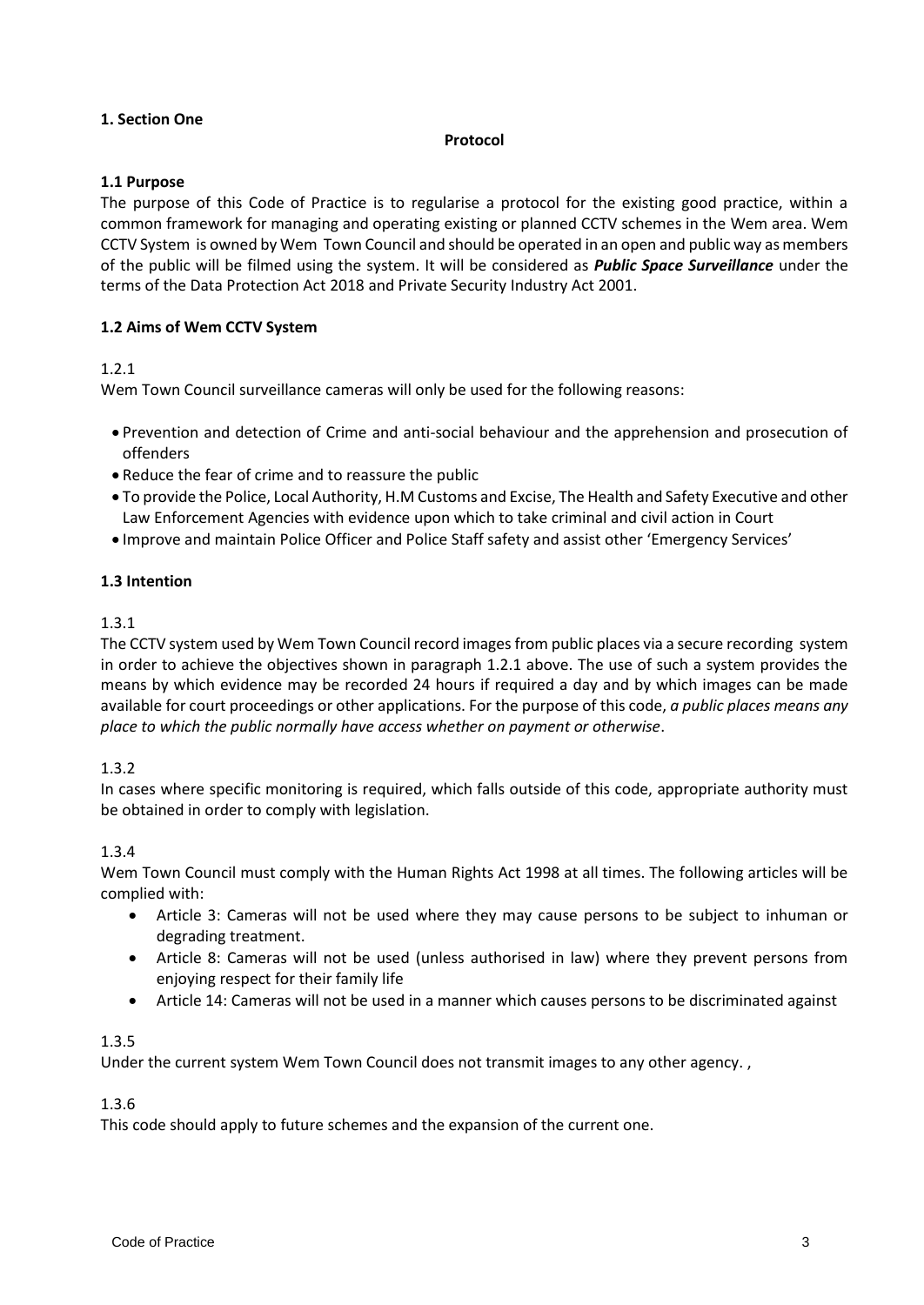## 1. Section One

**Protocol**

### 1.1 Purpose

The purpose of this Code of Practice is to regularise a protocol for the existing good practice, within a common framework for managing and operating existing or planned CCTV schemes in the Wem area. Wem CCTV System is owned by Wem Town Council and should be operated in an open and public way as members of the public will be filmed using the system. It will be considered as ***Public Space Surveillance*** under the terms of the Data Protection Act 2018 and Private Security Industry Act 2001.

### 1.2 Aims of Wem CCTV System

1.2.1

Wem Town Council surveillance cameras will only be used for the following reasons:

- Prevention and detection of Crime and anti-social behaviour and the apprehension and prosecution of offenders
- Reduce the fear of crime and to reassure the public
- To provide the Police, Local Authority, H.M Customs and Excise, The Health and Safety Executive and other Law Enforcement Agencies with evidence upon which to take criminal and civil action in Court
- Improve and maintain Police Officer and Police Staff safety and assist other 'Emergency Services'

### 1.3 Intention

1.3.1

The CCTV system used by Wem Town Council record images from public places via a secure recording system in order to achieve the objectives shown in paragraph 1.2.1 above. The use of such a system provides the means by which evidence may be recorded 24 hours if required a day and by which images can be made available for court proceedings or other applications. For the purpose of this code, *a public places means any place to which the public normally have access whether on payment or otherwise*.

1.3.2

In cases where specific monitoring is required, which falls outside of this code, appropriate authority must be obtained in order to comply with legislation.

1.3.4

Wem Town Council must comply with the Human Rights Act 1998 at all times. The following articles will be complied with:

- Article 3: Cameras will not be used where they may cause persons to be subject to inhuman or degrading treatment.
- Article 8: Cameras will not be used (unless authorised in law) where they prevent persons from enjoying respect for their family life
- Article 14: Cameras will not be used in a manner which causes persons to be discriminated against

1.3.5

Under the current system Wem Town Council does not transmit images to any other agency. ,

1.3.6

This code should apply to future schemes and the expansion of the current one.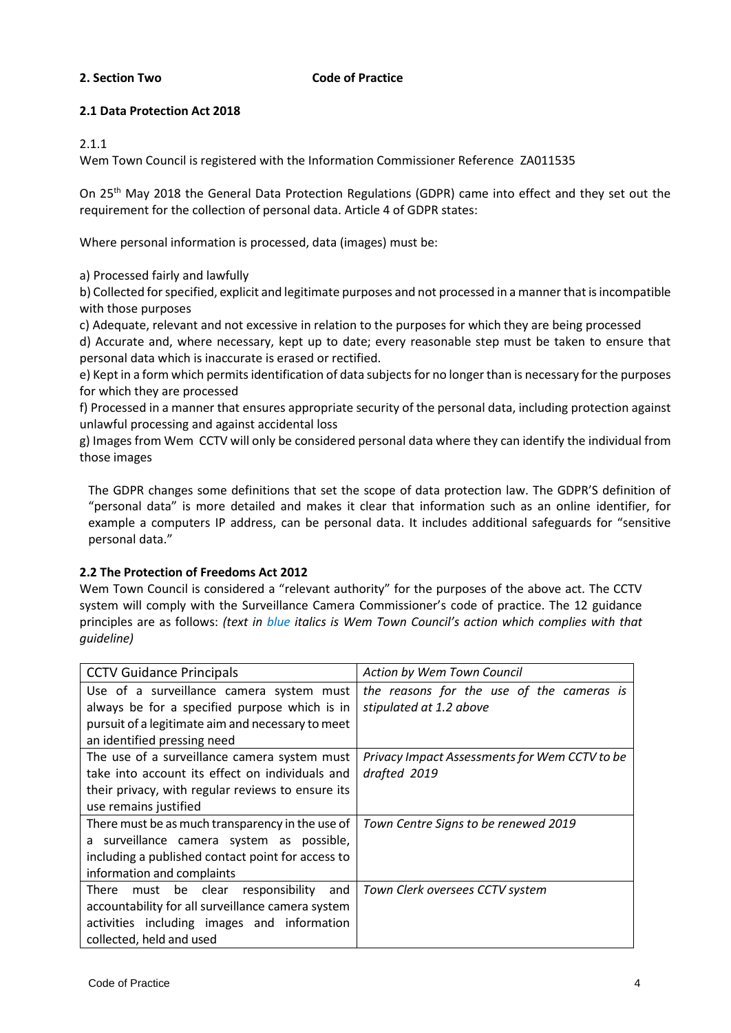**2. Section Two** **Code of Practice**

**2.1 Data Protection Act 2018**

2.1.1

Wem Town Council is registered with the Information Commissioner Reference ZA011535

On 25th May 2018 the General Data Protection Regulations (GDPR) came into effect and they set out the requirement for the collection of personal data. Article 4 of GDPR states:

Where personal information is processed, data (images) must be:

a) Processed fairly and lawfully
b) Collected for specified, explicit and legitimate purposes and not processed in a manner that is incompatible with those purposes
c) Adequate, relevant and not excessive in relation to the purposes for which they are being processed
d) Accurate and, where necessary, kept up to date; every reasonable step must be taken to ensure that personal data which is inaccurate is erased or rectified.
e) Kept in a form which permits identification of data subjects for no longer than is necessary for the purposes for which they are processed
f) Processed in a manner that ensures appropriate security of the personal data, including protection against unlawful processing and against accidental loss
g) Images from Wem CCTV will only be considered personal data where they can identify the individual from those images

The GDPR changes some definitions that set the scope of data protection law. The GDPR'S definition of "personal data" is more detailed and makes it clear that information such as an online identifier, for example a computers IP address, can be personal data. It includes additional safeguards for "sensitive personal data."

**2.2 The Protection of Freedoms Act 2012**

Wem Town Council is considered a "relevant authority" for the purposes of the above act. The CCTV system will comply with the Surveillance Camera Commissioner's code of practice. The 12 guidance principles are as follows: *(text in blue italics is Wem Town Council's action which complies with that guideline)*

| CCTV Guidance Principals | *Action by Wem Town Council* |
|---|---|
| Use of a surveillance camera system must always be for a specified purpose which is in pursuit of a legitimate aim and necessary to meet an identified pressing need | *the reasons for the use of the cameras is stipulated at 1.2 above* |
| The use of a surveillance camera system must take into account its effect on individuals and their privacy, with regular reviews to ensure its use remains justified | *Privacy Impact Assessments for Wem CCTV to be drafted 2019* |
| There must be as much transparency in the use of a surveillance camera system as possible, including a published contact point for access to information and complaints | *Town Centre Signs to be renewed 2019* |
| There must be clear responsibility and accountability for all surveillance camera system activities including images and information collected, held and used | *Town Clerk oversees CCTV system* |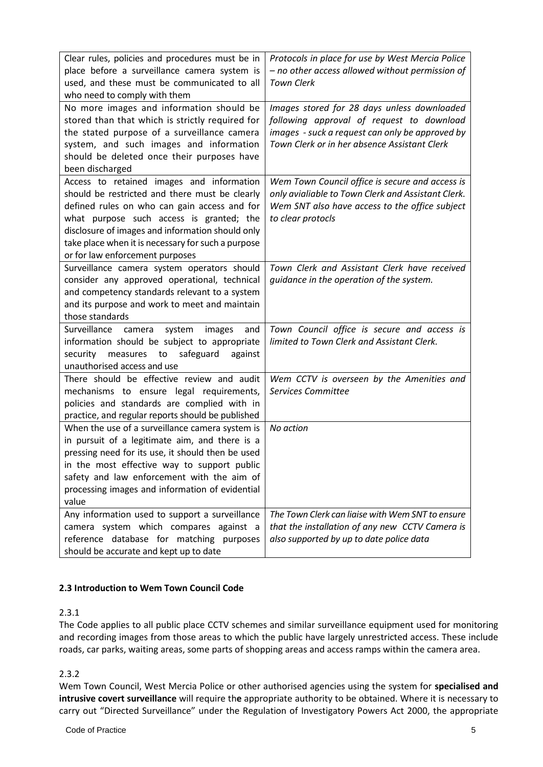| | |
|---|---|
| Clear rules, policies and procedures must be in place before a surveillance camera system is used, and these must be communicated to all who need to comply with them | *Protocols in place for use by West Mercia Police – no other access allowed without permission of Town Clerk* |
| No more images and information should be stored than that which is strictly required for the stated purpose of a surveillance camera system, and such images and information should be deleted once their purposes have been discharged | *Images stored for 28 days unless downloaded following approval of request to download images - suck a request can only be approved by Town Clerk or in her absence Assistant Clerk* |
| Access to retained images and information should be restricted and there must be clearly defined rules on who can gain access and for what purpose such access is granted; the disclosure of images and information should only take place when it is necessary for such a purpose or for law enforcement purposes | *Wem Town Council office is secure and access is only avialiable to Town Clerk and Assistant Clerk. Wem SNT also have access to the office subject to clear protocls* |
| Surveillance camera system operators should consider any approved operational, technical and competency standards relevant to a system and its purpose and work to meet and maintain those standards | *Town Clerk and Assistant Clerk have received guidance in the operation of the system.* |
| Surveillance camera system images and information should be subject to appropriate security measures to safeguard against unauthorised access and use | *Town Council office is secure and access is limited to Town Clerk and Assistant Clerk.* |
| There should be effective review and audit mechanisms to ensure legal requirements, policies and standards are complied with in practice, and regular reports should be published | *Wem CCTV is overseen by the Amenities and Services Committee* |
| When the use of a surveillance camera system is in pursuit of a legitimate aim, and there is a pressing need for its use, it should then be used in the most effective way to support public safety and law enforcement with the aim of processing images and information of evidential value | *No action* |
| Any information used to support a surveillance camera system which compares against a reference database for matching purposes should be accurate and kept up to date | *The Town Clerk can liaise with Wem SNT to ensure that the installation of any new CCTV Camera is also supported by up to date police data* |

### 2.3 Introduction to Wem Town Council Code

2.3.1

The Code applies to all public place CCTV schemes and similar surveillance equipment used for monitoring and recording images from those areas to which the public have largely unrestricted access. These include roads, car parks, waiting areas, some parts of shopping areas and access ramps within the camera area.

2.3.2

Wem Town Council, West Mercia Police or other authorised agencies using the system for **specialised and intrusive covert surveillance** will require the appropriate authority to be obtained. Where it is necessary to carry out "Directed Surveillance" under the Regulation of Investigatory Powers Act 2000, the appropriate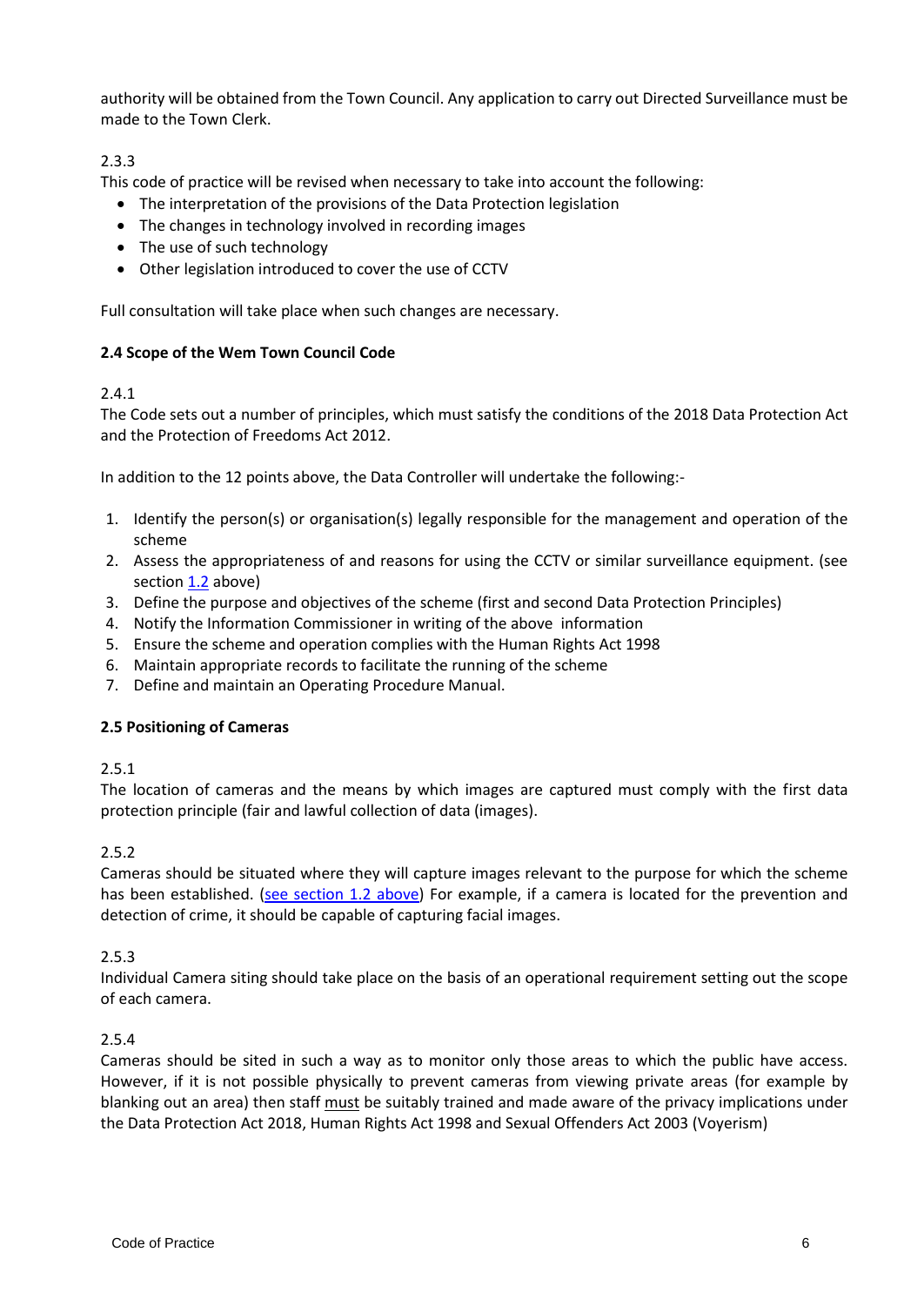authority will be obtained from the Town Council. Any application to carry out Directed Surveillance must be made to the Town Clerk.

2.3.3

This code of practice will be revised when necessary to take into account the following:

- The interpretation of the provisions of the Data Protection legislation
- The changes in technology involved in recording images
- The use of such technology
- Other legislation introduced to cover the use of CCTV

Full consultation will take place when such changes are necessary.

**2.4 Scope of the Wem Town Council Code**

2.4.1

The Code sets out a number of principles, which must satisfy the conditions of the 2018 Data Protection Act and the Protection of Freedoms Act 2012.

In addition to the 12 points above, the Data Controller will undertake the following:-

1. Identify the person(s) or organisation(s) legally responsible for the management and operation of the scheme
2. Assess the appropriateness of and reasons for using the CCTV or similar surveillance equipment. (see section 1.2 above)
3. Define the purpose and objectives of the scheme (first and second Data Protection Principles)
4. Notify the Information Commissioner in writing of the above information
5. Ensure the scheme and operation complies with the Human Rights Act 1998
6. Maintain appropriate records to facilitate the running of the scheme
7. Define and maintain an Operating Procedure Manual.

**2.5 Positioning of Cameras**

2.5.1

The location of cameras and the means by which images are captured must comply with the first data protection principle (fair and lawful collection of data (images).

2.5.2

Cameras should be situated where they will capture images relevant to the purpose for which the scheme has been established. (see section 1.2 above) For example, if a camera is located for the prevention and detection of crime, it should be capable of capturing facial images.

2.5.3

Individual Camera siting should take place on the basis of an operational requirement setting out the scope of each camera.

2.5.4

Cameras should be sited in such a way as to monitor only those areas to which the public have access. However, if it is not possible physically to prevent cameras from viewing private areas (for example by blanking out an area) then staff must be suitably trained and made aware of the privacy implications under the Data Protection Act 2018, Human Rights Act 1998 and Sexual Offenders Act 2003 (Voyerism)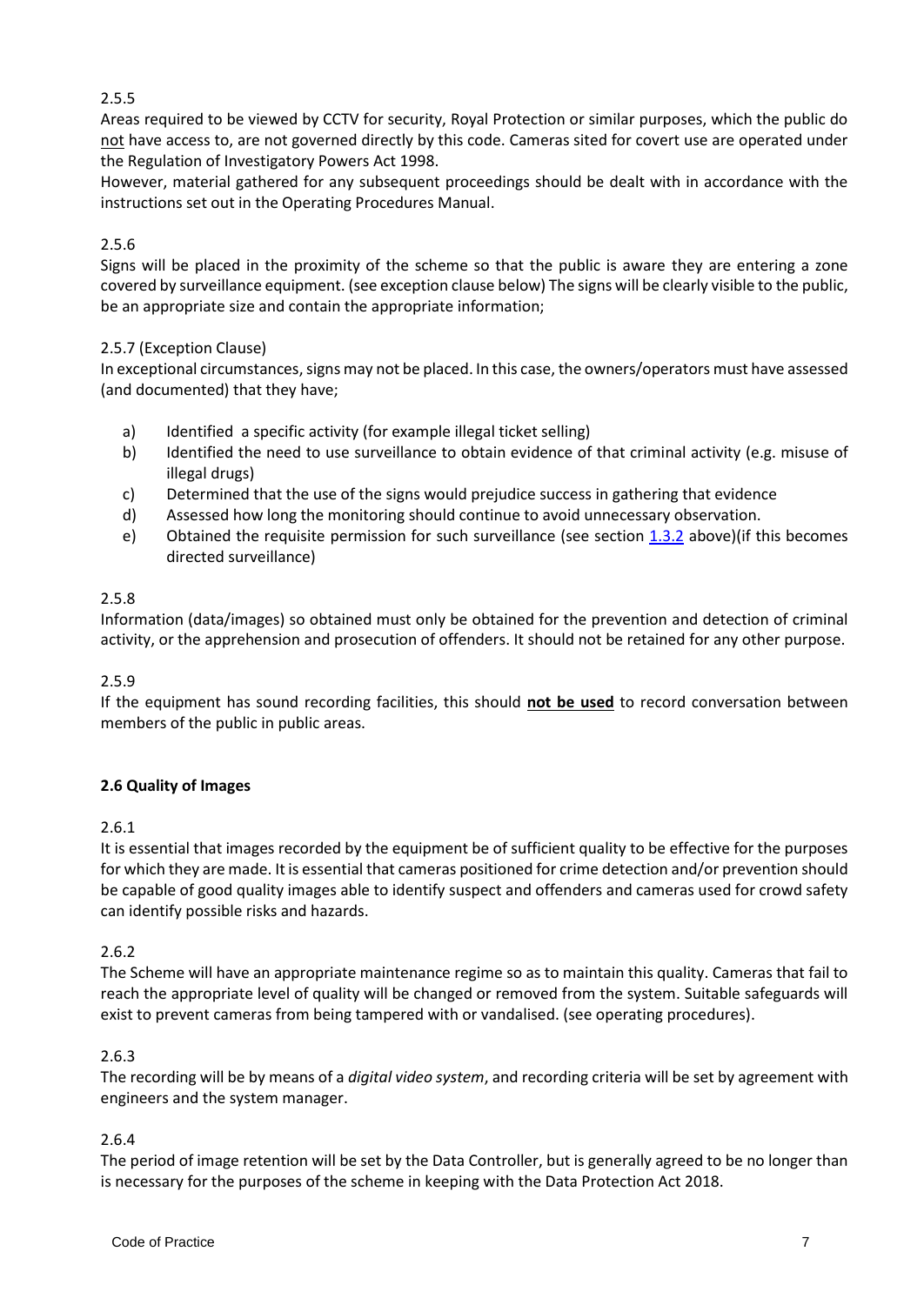2.5.5

Areas required to be viewed by CCTV for security, Royal Protection or similar purposes, which the public do <u>not</u> have access to, are not governed directly by this code. Cameras sited for covert use are operated under the Regulation of Investigatory Powers Act 1998.

However, material gathered for any subsequent proceedings should be dealt with in accordance with the instructions set out in the Operating Procedures Manual.

2.5.6

Signs will be placed in the proximity of the scheme so that the public is aware they are entering a zone covered by surveillance equipment. (see exception clause below) The signs will be clearly visible to the public, be an appropriate size and contain the appropriate information;

2.5.7 (Exception Clause)

In exceptional circumstances, signs may not be placed. In this case, the owners/operators must have assessed (and documented) that they have;

a) Identified a specific activity (for example illegal ticket selling)
b) Identified the need to use surveillance to obtain evidence of that criminal activity (e.g. misuse of illegal drugs)
c) Determined that the use of the signs would prejudice success in gathering that evidence
d) Assessed how long the monitoring should continue to avoid unnecessary observation.
e) Obtained the requisite permission for such surveillance (see section 1.3.2 above)(if this becomes directed surveillance)

2.5.8

Information (data/images) so obtained must only be obtained for the prevention and detection of criminal activity, or the apprehension and prosecution of offenders. It should not be retained for any other purpose.

2.5.9

If the equipment has sound recording facilities, this should **<u>not be used</u>** to record conversation between members of the public in public areas.

**2.6 Quality of Images**

2.6.1

It is essential that images recorded by the equipment be of sufficient quality to be effective for the purposes for which they are made. It is essential that cameras positioned for crime detection and/or prevention should be capable of good quality images able to identify suspect and offenders and cameras used for crowd safety can identify possible risks and hazards.

2.6.2

The Scheme will have an appropriate maintenance regime so as to maintain this quality. Cameras that fail to reach the appropriate level of quality will be changed or removed from the system. Suitable safeguards will exist to prevent cameras from being tampered with or vandalised. (see operating procedures).

2.6.3

The recording will be by means of a *digital video system*, and recording criteria will be set by agreement with engineers and the system manager.

2.6.4

The period of image retention will be set by the Data Controller, but is generally agreed to be no longer than is necessary for the purposes of the scheme in keeping with the Data Protection Act 2018.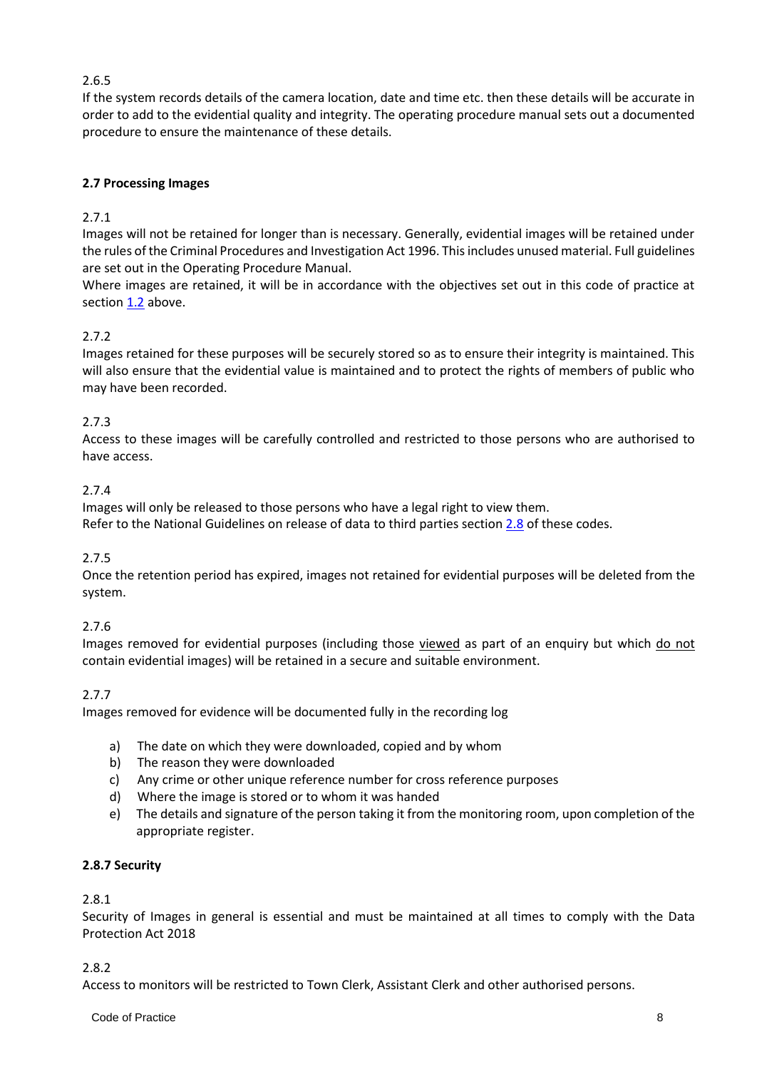2.6.5

If the system records details of the camera location, date and time etc. then these details will be accurate in order to add to the evidential quality and integrity. The operating procedure manual sets out a documented procedure to ensure the maintenance of these details.

**2.7 Processing Images**

2.7.1

Images will not be retained for longer than is necessary. Generally, evidential images will be retained under the rules of the Criminal Procedures and Investigation Act 1996. This includes unused material. Full guidelines are set out in the Operating Procedure Manual.

Where images are retained, it will be in accordance with the objectives set out in this code of practice at section 1.2 above.

2.7.2

Images retained for these purposes will be securely stored so as to ensure their integrity is maintained. This will also ensure that the evidential value is maintained and to protect the rights of members of public who may have been recorded.

2.7.3

Access to these images will be carefully controlled and restricted to those persons who are authorised to have access.

2.7.4

Images will only be released to those persons who have a legal right to view them.
Refer to the National Guidelines on release of data to third parties section 2.8 of these codes.

2.7.5

Once the retention period has expired, images not retained for evidential purposes will be deleted from the system.

2.7.6

Images removed for evidential purposes (including those <u>viewed</u> as part of an enquiry but which <u>do not</u> contain evidential images) will be retained in a secure and suitable environment.

2.7.7

Images removed for evidence will be documented fully in the recording log

a) The date on which they were downloaded, copied and by whom
b) The reason they were downloaded
c) Any crime or other unique reference number for cross reference purposes
d) Where the image is stored or to whom it was handed
e) The details and signature of the person taking it from the monitoring room, upon completion of the appropriate register.

**2.8.7 Security**

2.8.1

Security of Images in general is essential and must be maintained at all times to comply with the Data Protection Act 2018

2.8.2

Access to monitors will be restricted to Town Clerk, Assistant Clerk and other authorised persons.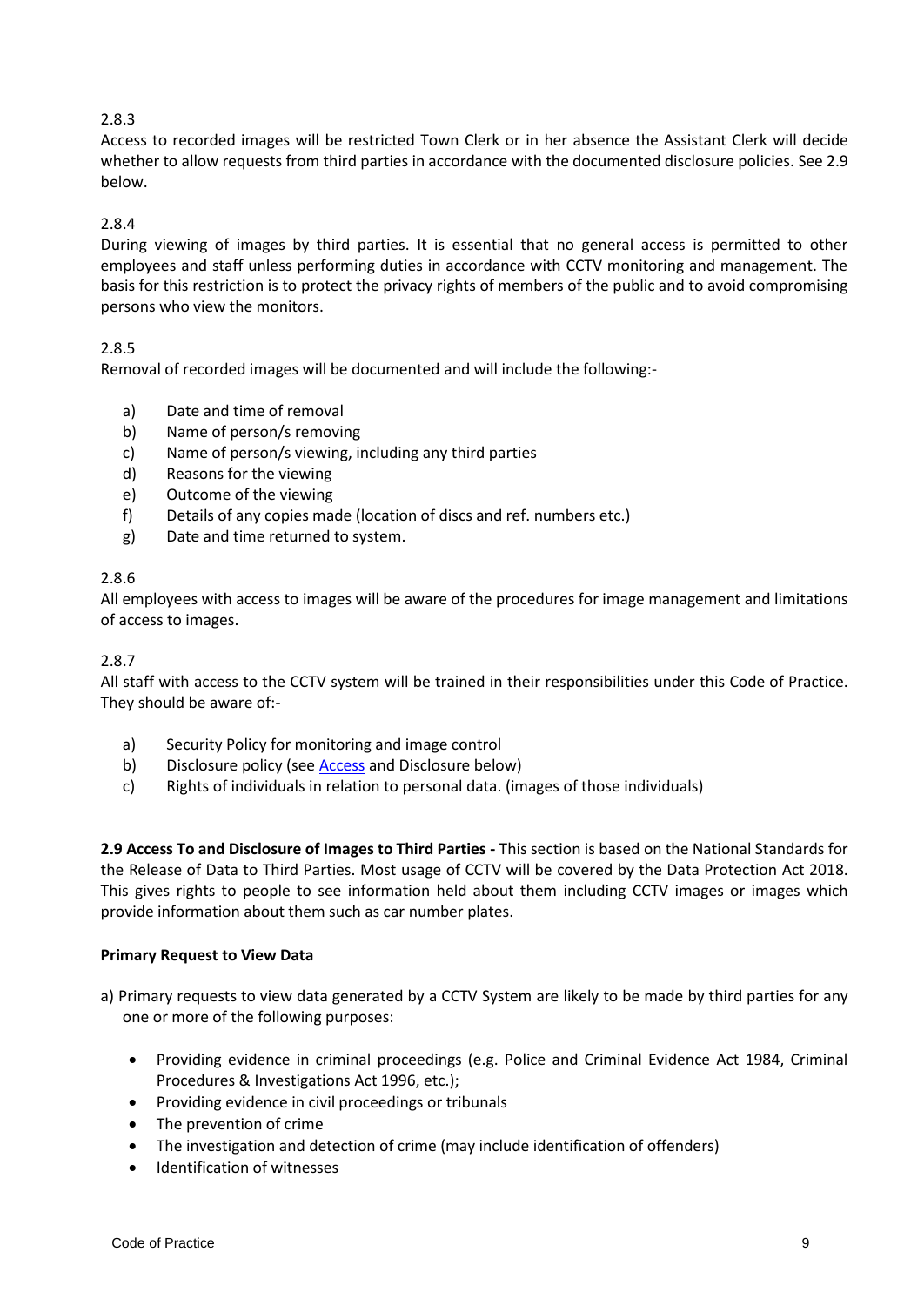2.8.3

Access to recorded images will be restricted Town Clerk or in her absence the Assistant Clerk will decide whether to allow requests from third parties in accordance with the documented disclosure policies. See 2.9 below.

2.8.4

During viewing of images by third parties. It is essential that no general access is permitted to other employees and staff unless performing duties in accordance with CCTV monitoring and management. The basis for this restriction is to protect the privacy rights of members of the public and to avoid compromising persons who view the monitors.

2.8.5

Removal of recorded images will be documented and will include the following:-

a) Date and time of removal
b) Name of person/s removing
c) Name of person/s viewing, including any third parties
d) Reasons for the viewing
e) Outcome of the viewing
f) Details of any copies made (location of discs and ref. numbers etc.)
g) Date and time returned to system.

2.8.6

All employees with access to images will be aware of the procedures for image management and limitations of access to images.

2.8.7

All staff with access to the CCTV system will be trained in their responsibilities under this Code of Practice. They should be aware of:-

a) Security Policy for monitoring and image control
b) Disclosure policy (see Access and Disclosure below)
c) Rights of individuals in relation to personal data. (images of those individuals)

**2.9 Access To and Disclosure of Images to Third Parties -** This section is based on the National Standards for the Release of Data to Third Parties. Most usage of CCTV will be covered by the Data Protection Act 2018. This gives rights to people to see information held about them including CCTV images or images which provide information about them such as car number plates.

**Primary Request to View Data**

a) Primary requests to view data generated by a CCTV System are likely to be made by third parties for any one or more of the following purposes:

- Providing evidence in criminal proceedings (e.g. Police and Criminal Evidence Act 1984, Criminal Procedures & Investigations Act 1996, etc.);
- Providing evidence in civil proceedings or tribunals
- The prevention of crime
- The investigation and detection of crime (may include identification of offenders)
- Identification of witnesses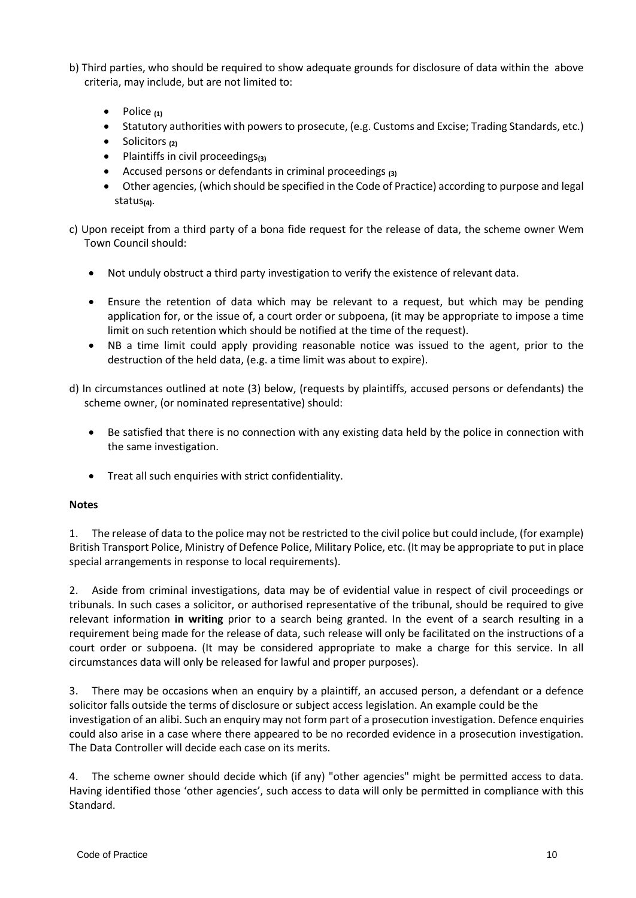b) Third parties, who should be required to show adequate grounds for disclosure of data within the above criteria, may include, but are not limited to:

- Police (1)
- Statutory authorities with powers to prosecute, (e.g. Customs and Excise; Trading Standards, etc.)
- Solicitors (2)
- Plaintiffs in civil proceedings(3)
- Accused persons or defendants in criminal proceedings (3)
- Other agencies, (which should be specified in the Code of Practice) according to purpose and legal status(4).

c) Upon receipt from a third party of a bona fide request for the release of data, the scheme owner Wem Town Council should:

- Not unduly obstruct a third party investigation to verify the existence of relevant data.
- Ensure the retention of data which may be relevant to a request, but which may be pending application for, or the issue of, a court order or subpoena, (it may be appropriate to impose a time limit on such retention which should be notified at the time of the request).
- NB a time limit could apply providing reasonable notice was issued to the agent, prior to the destruction of the held data, (e.g. a time limit was about to expire).

d) In circumstances outlined at note (3) below, (requests by plaintiffs, accused persons or defendants) the scheme owner, (or nominated representative) should:

- Be satisfied that there is no connection with any existing data held by the police in connection with the same investigation.
- Treat all such enquiries with strict confidentiality.

**Notes**

1. The release of data to the police may not be restricted to the civil police but could include, (for example) British Transport Police, Ministry of Defence Police, Military Police, etc. (It may be appropriate to put in place special arrangements in response to local requirements).

2. Aside from criminal investigations, data may be of evidential value in respect of civil proceedings or tribunals. In such cases a solicitor, or authorised representative of the tribunal, should be required to give relevant information **in writing** prior to a search being granted. In the event of a search resulting in a requirement being made for the release of data, such release will only be facilitated on the instructions of a court order or subpoena. (It may be considered appropriate to make a charge for this service. In all circumstances data will only be released for lawful and proper purposes).

3. There may be occasions when an enquiry by a plaintiff, an accused person, a defendant or a defence solicitor falls outside the terms of disclosure or subject access legislation. An example could be the investigation of an alibi. Such an enquiry may not form part of a prosecution investigation. Defence enquiries could also arise in a case where there appeared to be no recorded evidence in a prosecution investigation. The Data Controller will decide each case on its merits.

4. The scheme owner should decide which (if any) "other agencies" might be permitted access to data. Having identified those 'other agencies', such access to data will only be permitted in compliance with this Standard.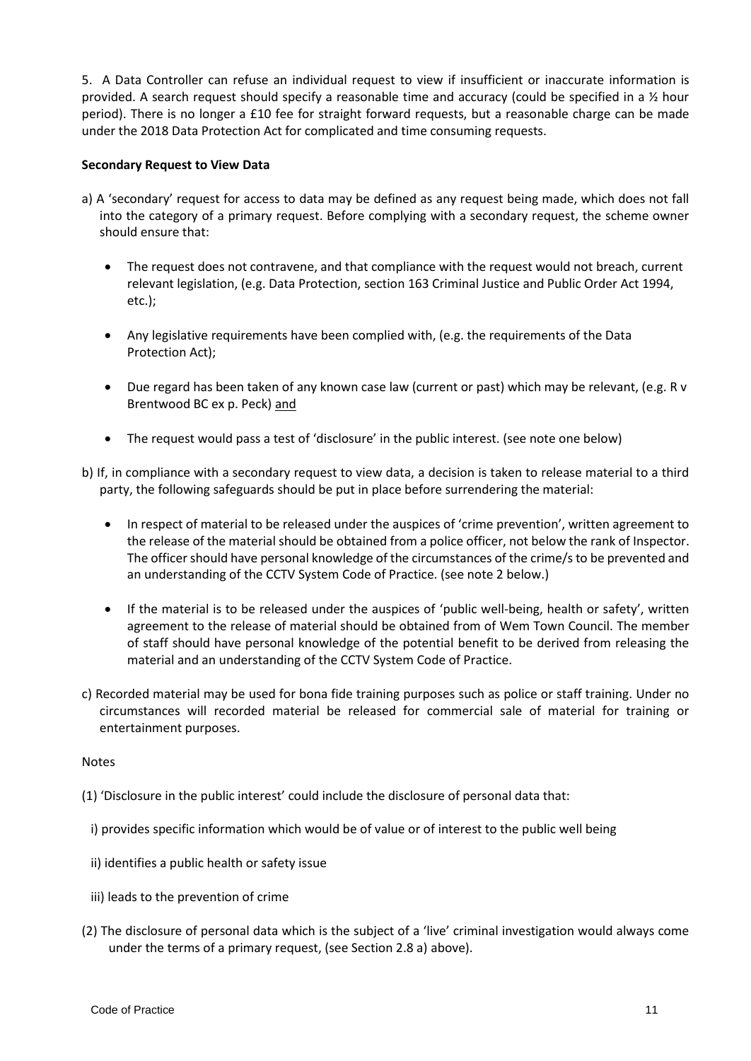5. A Data Controller can refuse an individual request to view if insufficient or inaccurate information is provided. A search request should specify a reasonable time and accuracy (could be specified in a ½ hour period). There is no longer a £10 fee for straight forward requests, but a reasonable charge can be made under the 2018 Data Protection Act for complicated and time consuming requests.

**Secondary Request to View Data**

a) A 'secondary' request for access to data may be defined as any request being made, which does not fall into the category of a primary request. Before complying with a secondary request, the scheme owner should ensure that:

- The request does not contravene, and that compliance with the request would not breach, current relevant legislation, (e.g. Data Protection, section 163 Criminal Justice and Public Order Act 1994, etc.);
- Any legislative requirements have been complied with, (e.g. the requirements of the Data Protection Act);
- Due regard has been taken of any known case law (current or past) which may be relevant, (e.g. R v Brentwood BC ex p. Peck) <u>and</u>
- The request would pass a test of 'disclosure' in the public interest. (see note one below)

b) If, in compliance with a secondary request to view data, a decision is taken to release material to a third party, the following safeguards should be put in place before surrendering the material:

- In respect of material to be released under the auspices of 'crime prevention', written agreement to the release of the material should be obtained from a police officer, not below the rank of Inspector. The officer should have personal knowledge of the circumstances of the crime/s to be prevented and an understanding of the CCTV System Code of Practice. (see note 2 below.)
- If the material is to be released under the auspices of 'public well-being, health or safety', written agreement to the release of material should be obtained from of Wem Town Council. The member of staff should have personal knowledge of the potential benefit to be derived from releasing the material and an understanding of the CCTV System Code of Practice.

c) Recorded material may be used for bona fide training purposes such as police or staff training. Under no circumstances will recorded material be released for commercial sale of material for training or entertainment purposes.

Notes

(1) 'Disclosure in the public interest' could include the disclosure of personal data that:

i) provides specific information which would be of value or of interest to the public well being

ii) identifies a public health or safety issue

iii) leads to the prevention of crime

(2) The disclosure of personal data which is the subject of a 'live' criminal investigation would always come under the terms of a primary request, (see Section 2.8 a) above).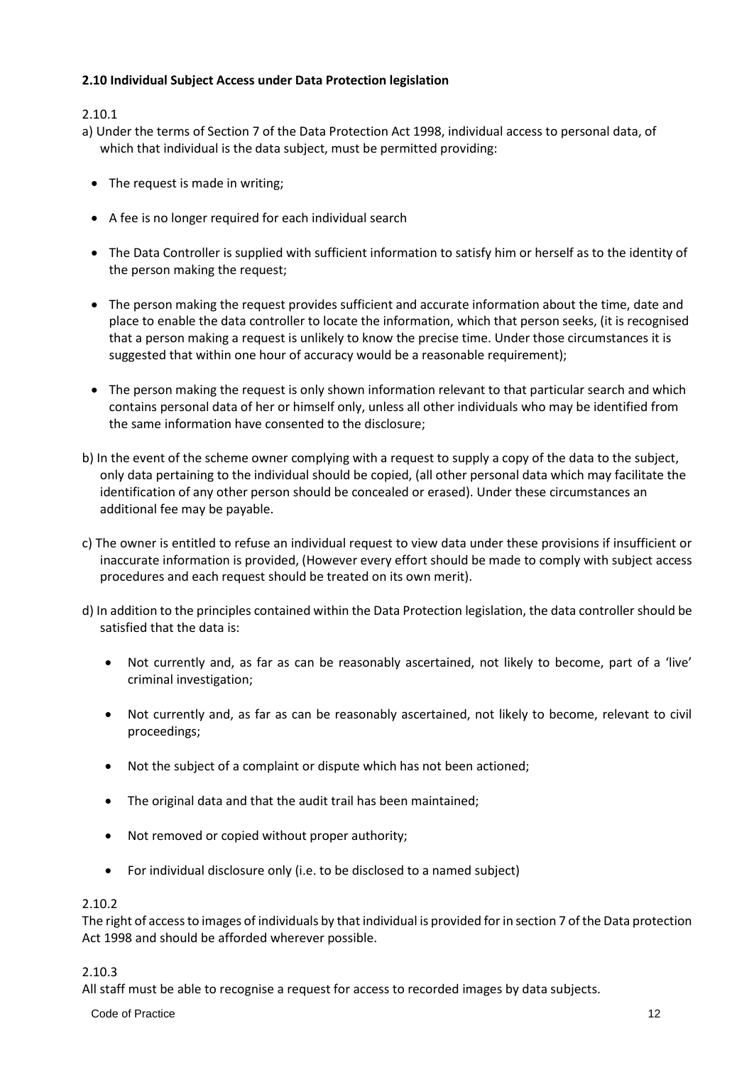**2.10 Individual Subject Access under Data Protection legislation**

2.10.1

a) Under the terms of Section 7 of the Data Protection Act 1998, individual access to personal data, of which that individual is the data subject, must be permitted providing:

- The request is made in writing;
- A fee is no longer required for each individual search
- The Data Controller is supplied with sufficient information to satisfy him or herself as to the identity of the person making the request;
- The person making the request provides sufficient and accurate information about the time, date and place to enable the data controller to locate the information, which that person seeks, (it is recognised that a person making a request is unlikely to know the precise time. Under those circumstances it is suggested that within one hour of accuracy would be a reasonable requirement);
- The person making the request is only shown information relevant to that particular search and which contains personal data of her or himself only, unless all other individuals who may be identified from the same information have consented to the disclosure;

b) In the event of the scheme owner complying with a request to supply a copy of the data to the subject, only data pertaining to the individual should be copied, (all other personal data which may facilitate the identification of any other person should be concealed or erased). Under these circumstances an additional fee may be payable.

c) The owner is entitled to refuse an individual request to view data under these provisions if insufficient or inaccurate information is provided, (However every effort should be made to comply with subject access procedures and each request should be treated on its own merit).

d) In addition to the principles contained within the Data Protection legislation, the data controller should be satisfied that the data is:

- Not currently and, as far as can be reasonably ascertained, not likely to become, part of a 'live' criminal investigation;
- Not currently and, as far as can be reasonably ascertained, not likely to become, relevant to civil proceedings;
- Not the subject of a complaint or dispute which has not been actioned;
- The original data and that the audit trail has been maintained;
- Not removed or copied without proper authority;
- For individual disclosure only (i.e. to be disclosed to a named subject)

2.10.2

The right of access to images of individuals by that individual is provided for in section 7 of the Data protection Act 1998 and should be afforded wherever possible.

2.10.3

All staff must be able to recognise a request for access to recorded images by data subjects.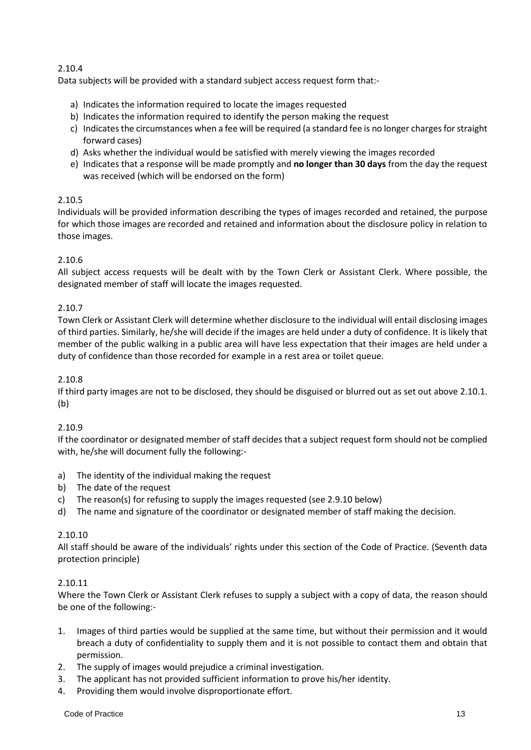2.10.4

Data subjects will be provided with a standard subject access request form that:-

a) Indicates the information required to locate the images requested
b) Indicates the information required to identify the person making the request
c) Indicates the circumstances when a fee will be required (a standard fee is no longer charges for straight forward cases)
d) Asks whether the individual would be satisfied with merely viewing the images recorded
e) Indicates that a response will be made promptly and **no longer than 30 days** from the day the request was received (which will be endorsed on the form)

2.10.5

Individuals will be provided information describing the types of images recorded and retained, the purpose for which those images are recorded and retained and information about the disclosure policy in relation to those images.

2.10.6

All subject access requests will be dealt with by the Town Clerk or Assistant Clerk. Where possible, the designated member of staff will locate the images requested.

2.10.7

Town Clerk or Assistant Clerk will determine whether disclosure to the individual will entail disclosing images of third parties. Similarly, he/she will decide if the images are held under a duty of confidence. It is likely that member of the public walking in a public area will have less expectation that their images are held under a duty of confidence than those recorded for example in a rest area or toilet queue.

2.10.8

If third party images are not to be disclosed, they should be disguised or blurred out as set out above 2.10.1.(b)

2.10.9

If the coordinator or designated member of staff decides that a subject request form should not be complied with, he/she will document fully the following:-

a) The identity of the individual making the request
b) The date of the request
c) The reason(s) for refusing to supply the images requested (see 2.9.10 below)
d) The name and signature of the coordinator or designated member of staff making the decision.

2.10.10

All staff should be aware of the individuals' rights under this section of the Code of Practice. (Seventh data protection principle)

2.10.11

Where the Town Clerk or Assistant Clerk refuses to supply a subject with a copy of data, the reason should be one of the following:-

1. Images of third parties would be supplied at the same time, but without their permission and it would breach a duty of confidentiality to supply them and it is not possible to contact them and obtain that permission.
2. The supply of images would prejudice a criminal investigation.
3. The applicant has not provided sufficient information to prove his/her identity.
4. Providing them would involve disproportionate effort.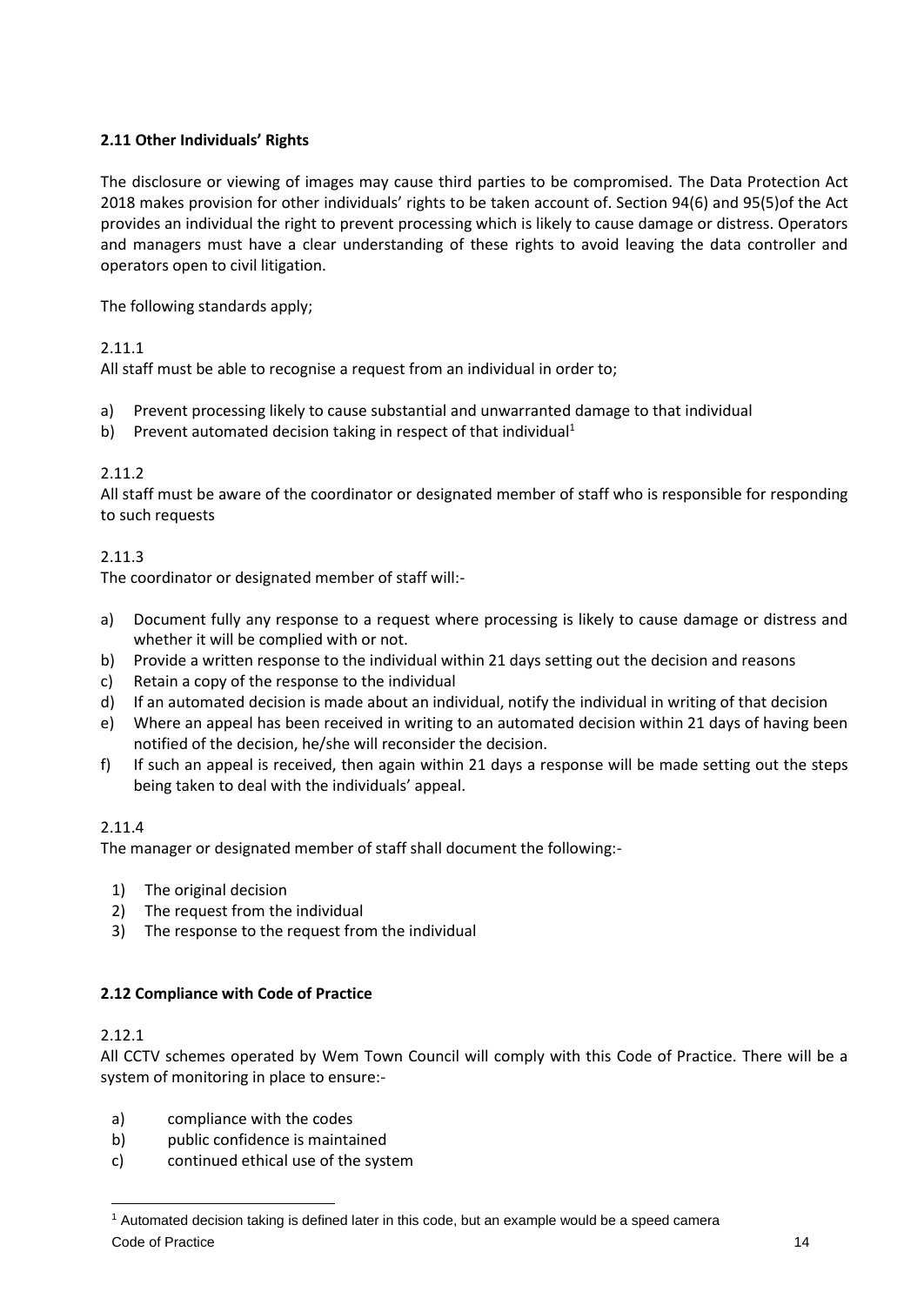### 2.11 Other Individuals' Rights

The disclosure or viewing of images may cause third parties to be compromised. The Data Protection Act 2018 makes provision for other individuals' rights to be taken account of. Section 94(6) and 95(5)of the Act provides an individual the right to prevent processing which is likely to cause damage or distress. Operators and managers must have a clear understanding of these rights to avoid leaving the data controller and operators open to civil litigation.

The following standards apply;

2.11.1

All staff must be able to recognise a request from an individual in order to;

a) Prevent processing likely to cause substantial and unwarranted damage to that individual
b) Prevent automated decision taking in respect of that individual[1]

2.11.2

All staff must be aware of the coordinator or designated member of staff who is responsible for responding to such requests

2.11.3

The coordinator or designated member of staff will:-

a) Document fully any response to a request where processing is likely to cause damage or distress and whether it will be complied with or not.
b) Provide a written response to the individual within 21 days setting out the decision and reasons
c) Retain a copy of the response to the individual
d) If an automated decision is made about an individual, notify the individual in writing of that decision
e) Where an appeal has been received in writing to an automated decision within 21 days of having been notified of the decision, he/she will reconsider the decision.
f) If such an appeal is received, then again within 21 days a response will be made setting out the steps being taken to deal with the individuals' appeal.

2.11.4

The manager or designated member of staff shall document the following:-

1) The original decision
2) The request from the individual
3) The response to the request from the individual

### 2.12 Compliance with Code of Practice

2.12.1

All CCTV schemes operated by Wem Town Council will comply with this Code of Practice. There will be a system of monitoring in place to ensure:-

a) compliance with the codes
b) public confidence is maintained
c) continued ethical use of the system

---

[1] Automated decision taking is defined later in this code, but an example would be a speed camera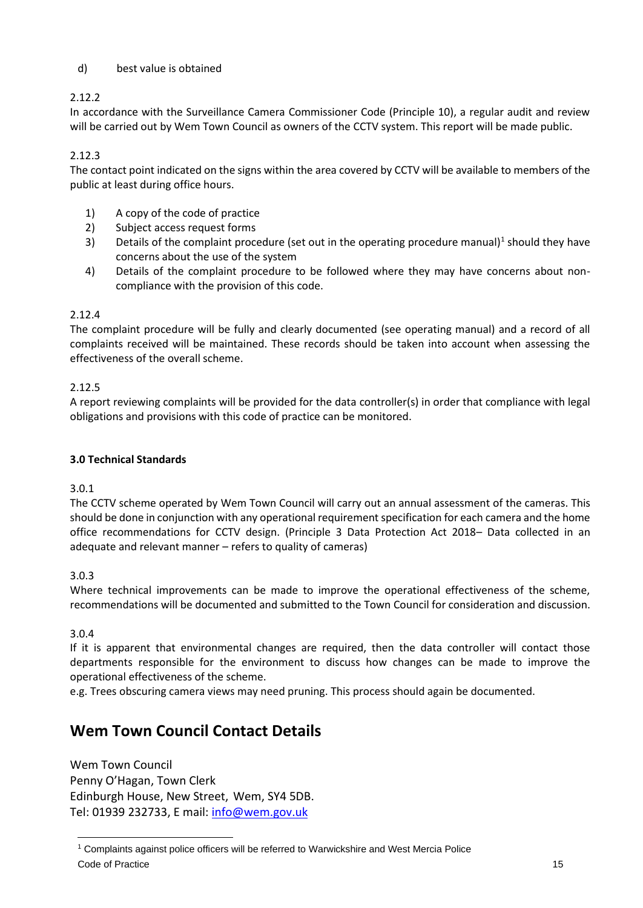d) best value is obtained

2.12.2

In accordance with the Surveillance Camera Commissioner Code (Principle 10), a regular audit and review will be carried out by Wem Town Council as owners of the CCTV system. This report will be made public.

2.12.3

The contact point indicated on the signs within the area covered by CCTV will be available to members of the public at least during office hours.

1) A copy of the code of practice
2) Subject access request forms
3) Details of the complaint procedure (set out in the operating procedure manual)[1] should they have concerns about the use of the system
4) Details of the complaint procedure to be followed where they may have concerns about non-compliance with the provision of this code.

2.12.4

The complaint procedure will be fully and clearly documented (see operating manual) and a record of all complaints received will be maintained. These records should be taken into account when assessing the effectiveness of the overall scheme.

2.12.5

A report reviewing complaints will be provided for the data controller(s) in order that compliance with legal obligations and provisions with this code of practice can be monitored.

**3.0 Technical Standards**

3.0.1

The CCTV scheme operated by Wem Town Council will carry out an annual assessment of the cameras. This should be done in conjunction with any operational requirement specification for each camera and the home office recommendations for CCTV design. (Principle 3 Data Protection Act 2018– Data collected in an adequate and relevant manner – refers to quality of cameras)

3.0.3

Where technical improvements can be made to improve the operational effectiveness of the scheme, recommendations will be documented and submitted to the Town Council for consideration and discussion.

3.0.4

If it is apparent that environmental changes are required, then the data controller will contact those departments responsible for the environment to discuss how changes can be made to improve the operational effectiveness of the scheme.

e.g. Trees obscuring camera views may need pruning. This process should again be documented.

## Wem Town Council Contact Details

Wem Town Council
Penny O'Hagan, Town Clerk
Edinburgh House, New Street, Wem, SY4 5DB.
Tel: 01939 232733, E mail: info@wem.gov.uk

[1] Complaints against police officers will be referred to Warwickshire and West Mercia Police